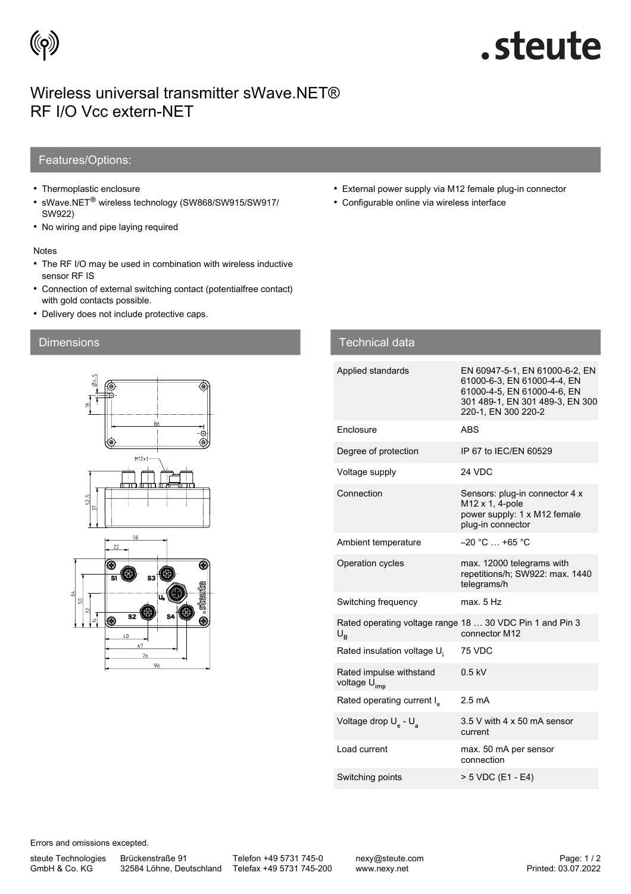# Wireless universal transmitter sWave.NET® RF I/O Vcc extern-NET

## Features/Options:

- Thermoplastic enclosure
- sWave.NET® wireless technology (SW868/SW915/SW917/SW922)
- No wiring and pipe laying required
- External power supply via M12 female plug-in connector
- Configurable online via wireless interface

Notes

- The RF I/O may be used in combination with wireless inductive sensor RF IS
- Connection of external switching contact (potentialfree contact) with gold contacts possible.
- Delivery does not include protective caps.

## Dimensions

## Technical data

| | |
|---|---|
| Applied standards | EN 60947-5-1, EN 61000-6-2, EN 61000-6-3, EN 61000-4-4, EN 61000-4-5, EN 61000-4-6, EN 301 489-1, EN 301 489-3, EN 300 220-1, EN 300 220-2 |
| Enclosure | ABS |
| Degree of protection | IP 67 to IEC/EN 60529 |
| Voltage supply | 24 VDC |
| Connection | Sensors: plug-in connector 4 x M12 x 1, 4-pole<br>power supply: 1 x M12 female plug-in connector |
| Ambient temperature | –20 °C … +65 °C |
| Operation cycles | max. 12000 telegrams with repetitions/h; SW922: max. 1440 telegrams/h |
| Switching frequency | max. 5 Hz |
| Rated operating voltage range $U_B$ | 18 … 30 VDC Pin 1 and Pin 3 connector M12 |
| Rated insulation voltage $U_i$ | 75 VDC |
| Rated impulse withstand voltage $U_{imp}$ | 0.5 kV |
| Rated operating current $I_e$ | 2.5 mA |
| Voltage drop $U_e$ - $U_a$ | 3.5 V with 4 x 50 mA sensor current |
| Load current | max. 50 mA per sensor connection |
| Switching points | > 5 VDC (E1 - E4) |

Errors and omissions excepted.

steute Technologies GmbH & Co. KG | Brückenstraße 91, 32584 Löhne, Deutschland | Telefon +49 5731 745-0 | Telefax +49 5731 745-200 | nexy@steute.com | www.nexy.net

Printed: 03.07.2022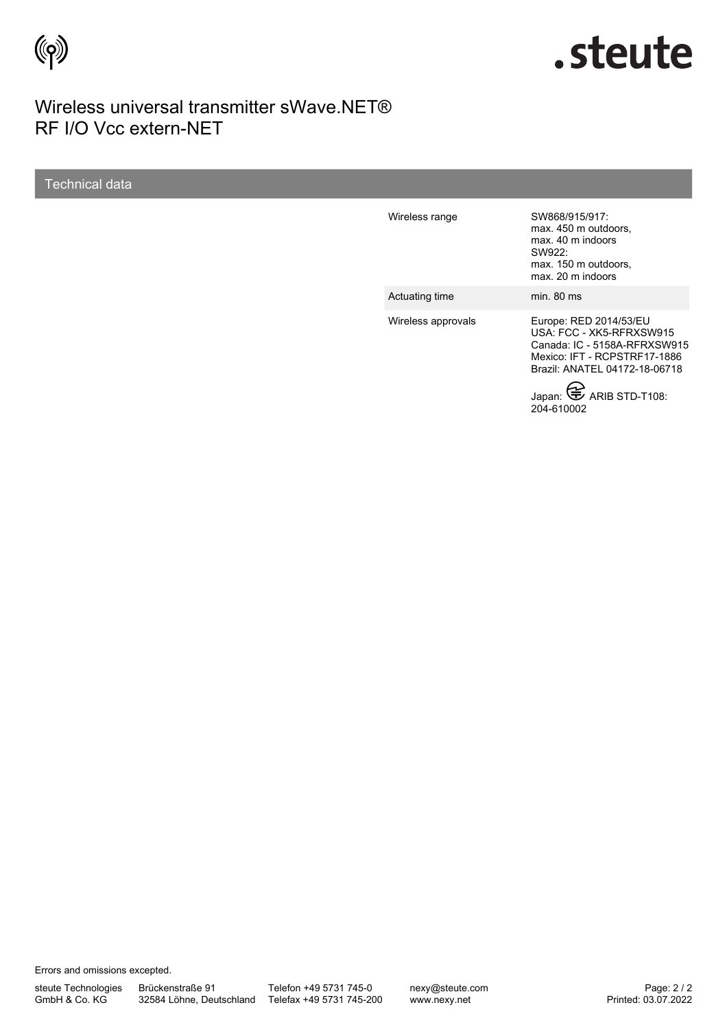# Wireless universal transmitter sWave.NET®
# RF I/O Vcc extern-NET

## Technical data

| | |
|---|---|
| Wireless range | SW868/915/917:<br>max. 450 m outdoors,<br>max. 40 m indoors<br>SW922:<br>max. 150 m outdoors,<br>max. 20 m indoors |
| Actuating time | min. 80 ms |
| Wireless approvals | Europe: RED 2014/53/EU<br>USA: FCC - XK5-RFRXSW915<br>Canada: IC - 5158A-RFRXSW915<br>Mexico: IFT - RCPSTRF17-1886<br>Brazil: ANATEL 04172-18-06718<br>Japan: ARIB STD-T108: 204-610002 |

Errors and omissions excepted.

steute Technologies GmbH & Co. KG | Brückenstraße 91, 32584 Löhne, Deutschland | Telefon +49 5731 745-0 | Telefax +49 5731 745-200 | nexy@steute.com | www.nexy.net

Printed: 03.07.2022